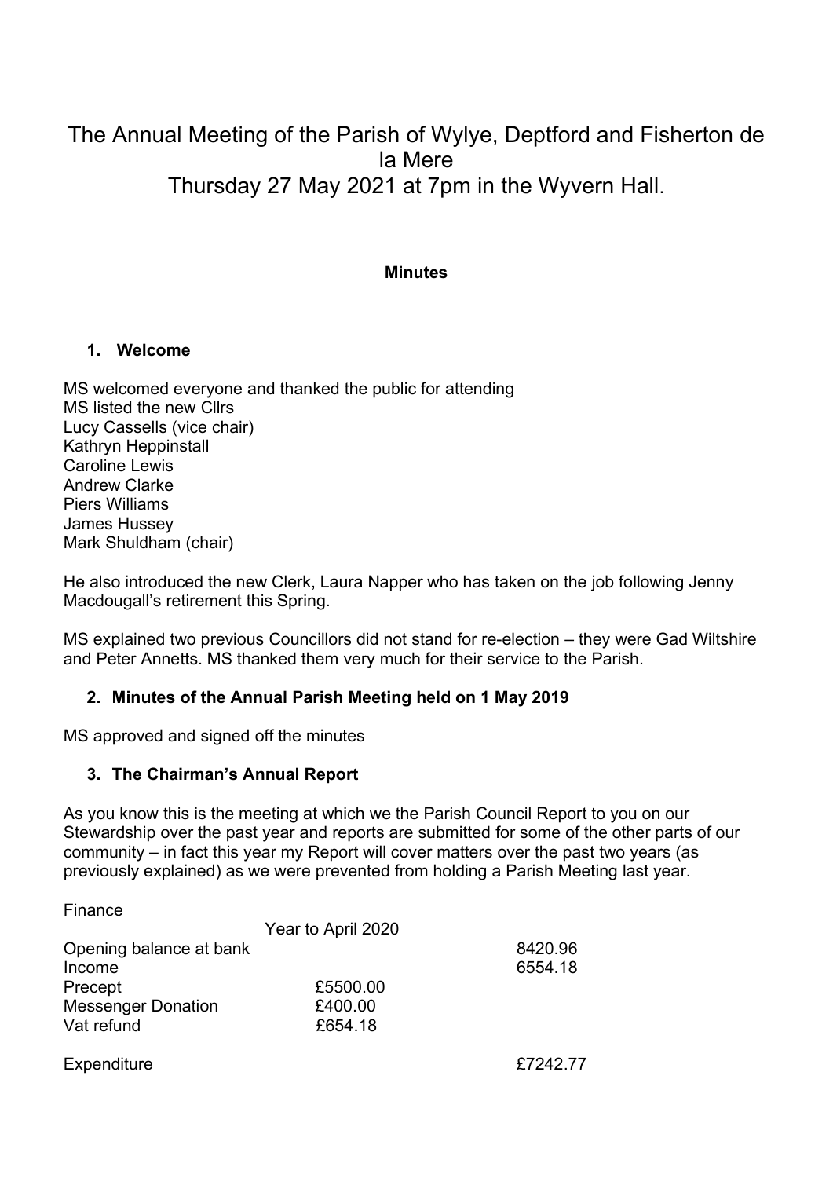# The Annual Meeting of the Parish of Wylye, Deptford and Fisherton de la Mere
## Thursday 27 May 2021 at 7pm in the Wyvern Hall.

**Minutes**

### 1. Welcome

MS welcomed everyone and thanked the public for attending
MS listed the new Cllrs
Lucy Cassells (vice chair)
Kathryn Heppinstall
Caroline Lewis
Andrew Clarke
Piers Williams
James Hussey
Mark Shuldham (chair)

He also introduced the new Clerk, Laura Napper who has taken on the job following Jenny Macdougall's retirement this Spring.

MS explained two previous Councillors did not stand for re-election – they were Gad Wiltshire and Peter Annetts. MS thanked them very much for their service to the Parish.

### 2. Minutes of the Annual Parish Meeting held on 1 May 2019

MS approved and signed off the minutes

### 3. The Chairman's Annual Report

As you know this is the meeting at which we the Parish Council Report to you on our Stewardship over the past year and reports are submitted for some of the other parts of our community – in fact this year my Report will cover matters over the past two years (as previously explained) as we were prevented from holding a Parish Meeting last year.

Finance

| | Year to April 2020 | |
|---|---|---|
| Opening balance at bank | | 8420.96 |
| Income | | 6554.18 |
| Precept | £5500.00 | |
| Messenger Donation | £400.00 | |
| Vat refund | £654.18 | |
| Expenditure | | £7242.77 |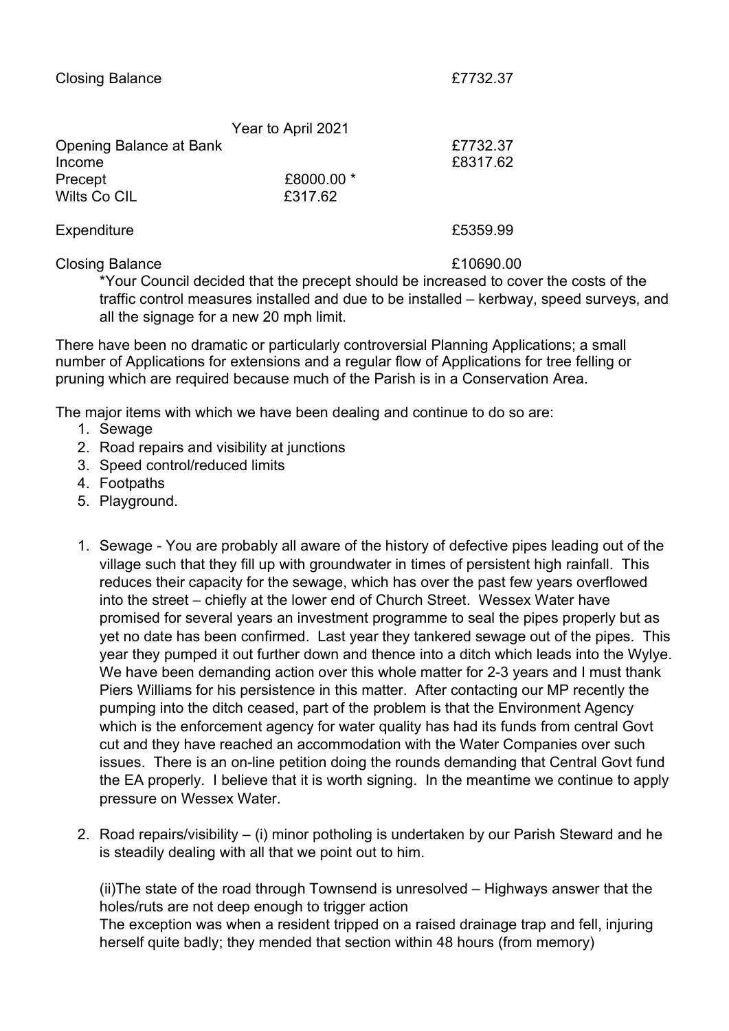| | | |
|---|---|---|
| Closing Balance | | £7732.37 |
| | Year to April 2021 | |
| Opening Balance at Bank | | £7732.37 |
| Income | | £8317.62 |
| Precept | £8000.00 * | |
| Wilts Co CIL | £317.62 | |
| Expenditure | | £5359.99 |
| Closing Balance | | £10690.00 |

*Your Council decided that the precept should be increased to cover the costs of the traffic control measures installed and due to be installed – kerbway, speed surveys, and all the signage for a new 20 mph limit.

There have been no dramatic or particularly controversial Planning Applications; a small number of Applications for extensions and a regular flow of Applications for tree felling or pruning which are required because much of the Parish is in a Conservation Area.

The major items with which we have been dealing and continue to do so are:

1. Sewage
2. Road repairs and visibility at junctions
3. Speed control/reduced limits
4. Footpaths
5. Playground.

1. Sewage - You are probably all aware of the history of defective pipes leading out of the village such that they fill up with groundwater in times of persistent high rainfall. This reduces their capacity for the sewage, which has over the past few years overflowed into the street – chiefly at the lower end of Church Street. Wessex Water have promised for several years an investment programme to seal the pipes properly but as yet no date has been confirmed. Last year they tankered sewage out of the pipes. This year they pumped it out further down and thence into a ditch which leads into the Wylye. We have been demanding action over this whole matter for 2-3 years and I must thank Piers Williams for his persistence in this matter. After contacting our MP recently the pumping into the ditch ceased, part of the problem is that the Environment Agency which is the enforcement agency for water quality has had its funds from central Govt cut and they have reached an accommodation with the Water Companies over such issues. There is an on-line petition doing the rounds demanding that Central Govt fund the EA properly. I believe that it is worth signing. In the meantime we continue to apply pressure on Wessex Water.

2. Road repairs/visibility – (i) minor potholing is undertaken by our Parish Steward and he is steadily dealing with all that we point out to him.

   (ii)The state of the road through Townsend is unresolved – Highways answer that the holes/ruts are not deep enough to trigger action
   The exception was when a resident tripped on a raised drainage trap and fell, injuring herself quite badly; they mended that section within 48 hours (from memory)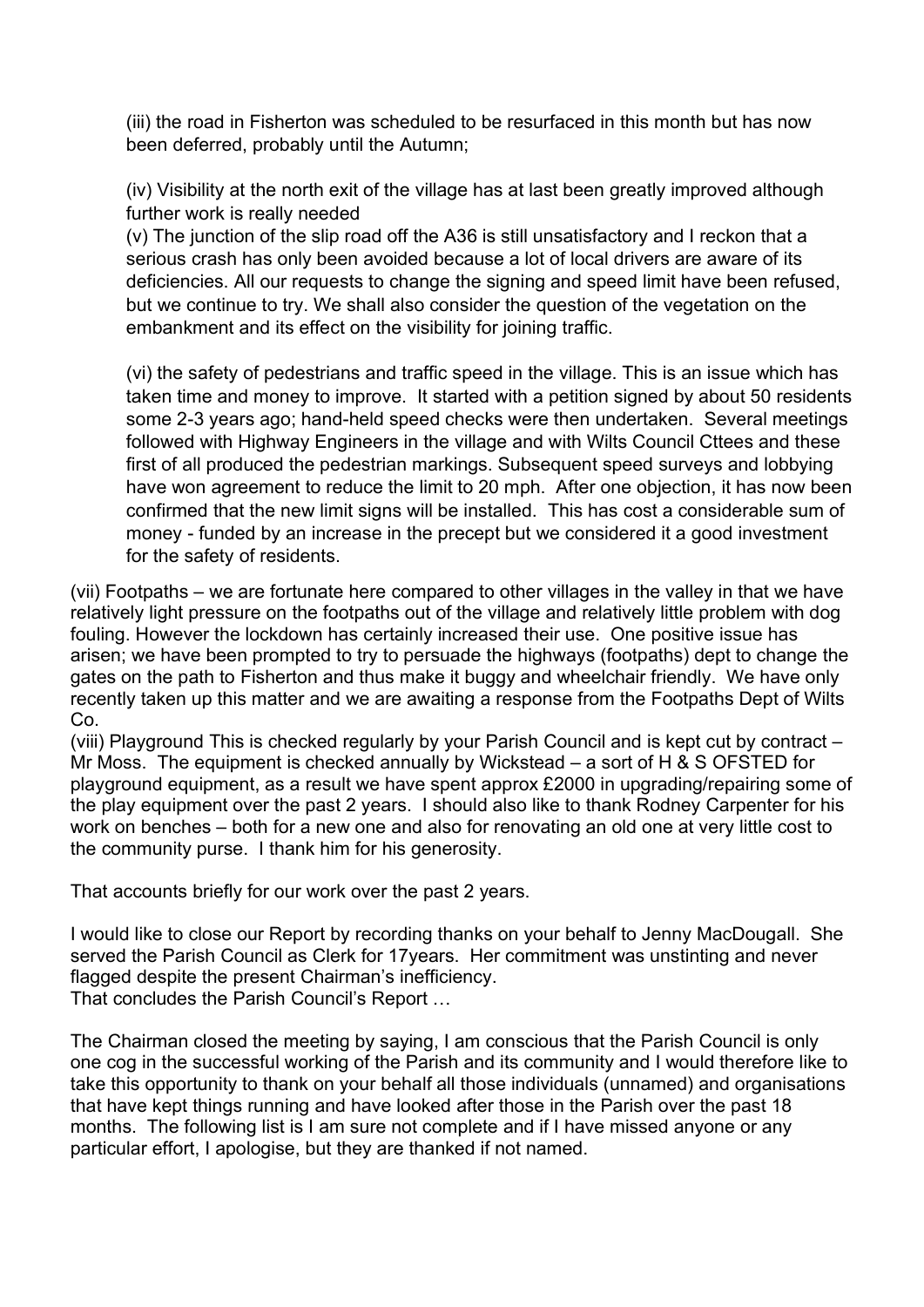(iii) the road in Fisherton was scheduled to be resurfaced in this month but has now been deferred, probably until the Autumn;

(iv) Visibility at the north exit of the village has at last been greatly improved although further work is really needed

(v) The junction of the slip road off the A36 is still unsatisfactory and I reckon that a serious crash has only been avoided because a lot of local drivers are aware of its deficiencies. All our requests to change the signing and speed limit have been refused, but we continue to try. We shall also consider the question of the vegetation on the embankment and its effect on the visibility for joining traffic.

(vi) the safety of pedestrians and traffic speed in the village. This is an issue which has taken time and money to improve. It started with a petition signed by about 50 residents some 2-3 years ago; hand-held speed checks were then undertaken. Several meetings followed with Highway Engineers in the village and with Wilts Council Cttees and these first of all produced the pedestrian markings. Subsequent speed surveys and lobbying have won agreement to reduce the limit to 20 mph. After one objection, it has now been confirmed that the new limit signs will be installed. This has cost a considerable sum of money - funded by an increase in the precept but we considered it a good investment for the safety of residents.

(vii) Footpaths – we are fortunate here compared to other villages in the valley in that we have relatively light pressure on the footpaths out of the village and relatively little problem with dog fouling. However the lockdown has certainly increased their use. One positive issue has arisen; we have been prompted to try to persuade the highways (footpaths) dept to change the gates on the path to Fisherton and thus make it buggy and wheelchair friendly. We have only recently taken up this matter and we are awaiting a response from the Footpaths Dept of Wilts Co.

(viii) Playground This is checked regularly by your Parish Council and is kept cut by contract – Mr Moss. The equipment is checked annually by Wickstead – a sort of H & S OFSTED for playground equipment, as a result we have spent approx £2000 in upgrading/repairing some of the play equipment over the past 2 years. I should also like to thank Rodney Carpenter for his work on benches – both for a new one and also for renovating an old one at very little cost to the community purse. I thank him for his generosity.

That accounts briefly for our work over the past 2 years.

I would like to close our Report by recording thanks on your behalf to Jenny MacDougall. She served the Parish Council as Clerk for 17years. Her commitment was unstinting and never flagged despite the present Chairman's inefficiency.
That concludes the Parish Council's Report …

The Chairman closed the meeting by saying, I am conscious that the Parish Council is only one cog in the successful working of the Parish and its community and I would therefore like to take this opportunity to thank on your behalf all those individuals (unnamed) and organisations that have kept things running and have looked after those in the Parish over the past 18 months. The following list is I am sure not complete and if I have missed anyone or any particular effort, I apologise, but they are thanked if not named.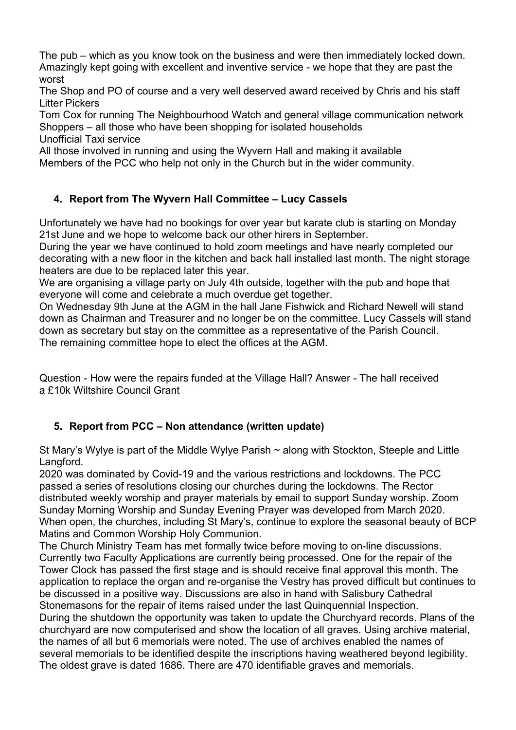The pub – which as you know took on the business and were then immediately locked down. Amazingly kept going with excellent and inventive service - we hope that they are past the worst

The Shop and PO of course and a very well deserved award received by Chris and his staff

Litter Pickers

Tom Cox for running The Neighbourhood Watch and general village communication network

Shoppers – all those who have been shopping for isolated households

Unofficial Taxi service

All those involved in running and using the Wyvern Hall and making it available

Members of the PCC who help not only in the Church but in the wider community.

## 4. Report from The Wyvern Hall Committee – Lucy Cassels

Unfortunately we have had no bookings for over year but karate club is starting on Monday 21st June and we hope to welcome back our other hirers in September.

During the year we have continued to hold zoom meetings and have nearly completed our decorating with a new floor in the kitchen and back hall installed last month. The night storage heaters are due to be replaced later this year.

We are organising a village party on July 4th outside, together with the pub and hope that everyone will come and celebrate a much overdue get together.

On Wednesday 9th June at the AGM in the hall Jane Fishwick and Richard Newell will stand down as Chairman and Treasurer and no longer be on the committee. Lucy Cassels will stand down as secretary but stay on the committee as a representative of the Parish Council.

The remaining committee hope to elect the offices at the AGM.

Question - How were the repairs funded at the Village Hall? Answer - The hall received a £10k Wiltshire Council Grant

## 5. Report from PCC – Non attendance (written update)

St Mary's Wylye is part of the Middle Wylye Parish ~ along with Stockton, Steeple and Little Langford.

2020 was dominated by Covid-19 and the various restrictions and lockdowns. The PCC passed a series of resolutions closing our churches during the lockdowns. The Rector distributed weekly worship and prayer materials by email to support Sunday worship. Zoom Sunday Morning Worship and Sunday Evening Prayer was developed from March 2020. When open, the churches, including St Mary's, continue to explore the seasonal beauty of BCP Matins and Common Worship Holy Communion.

The Church Ministry Team has met formally twice before moving to on-line discussions. Currently two Faculty Applications are currently being processed. One for the repair of the Tower Clock has passed the first stage and is should receive final approval this month. The application to replace the organ and re-organise the Vestry has proved difficult but continues to be discussed in a positive way. Discussions are also in hand with Salisbury Cathedral Stonemasons for the repair of items raised under the last Quinquennial Inspection.

During the shutdown the opportunity was taken to update the Churchyard records. Plans of the churchyard are now computerised and show the location of all graves. Using archive material, the names of all but 6 memorials were noted. The use of archives enabled the names of several memorials to be identified despite the inscriptions having weathered beyond legibility. The oldest grave is dated 1686. There are 470 identifiable graves and memorials.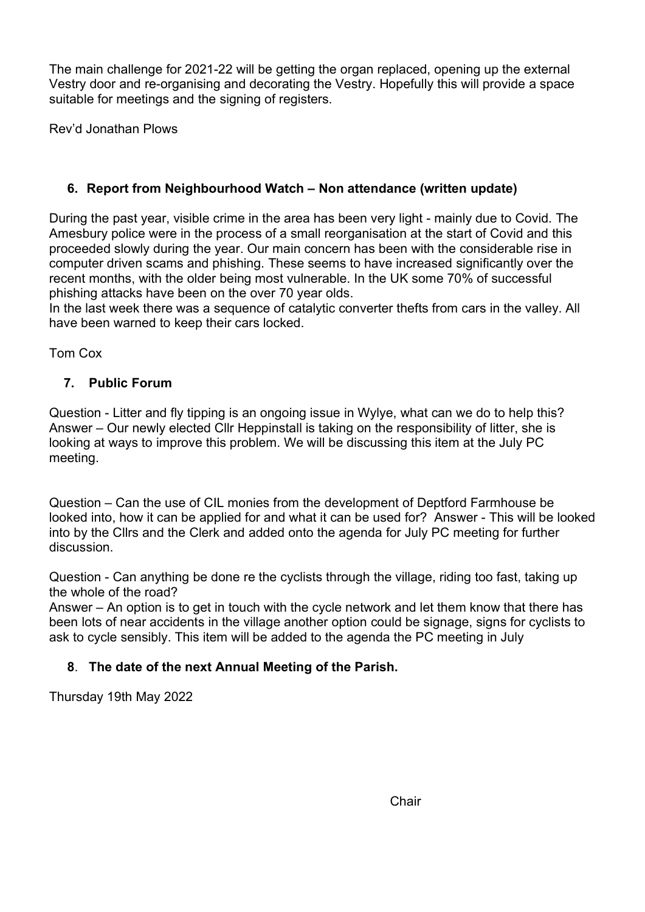The main challenge for 2021-22 will be getting the organ replaced, opening up the external Vestry door and re-organising and decorating the Vestry. Hopefully this will provide a space suitable for meetings and the signing of registers.

Rev'd Jonathan Plows

## 6. Report from Neighbourhood Watch – Non attendance (written update)

During the past year, visible crime in the area has been very light - mainly due to Covid. The Amesbury police were in the process of a small reorganisation at the start of Covid and this proceeded slowly during the year. Our main concern has been with the considerable rise in computer driven scams and phishing. These seems to have increased significantly over the recent months, with the older being most vulnerable. In the UK some 70% of successful phishing attacks have been on the over 70 year olds.
In the last week there was a sequence of catalytic converter thefts from cars in the valley. All have been warned to keep their cars locked.

Tom Cox

## 7. Public Forum

Question - Litter and fly tipping is an ongoing issue in Wylye, what can we do to help this?
Answer – Our newly elected Cllr Heppinstall is taking on the responsibility of litter, she is looking at ways to improve this problem. We will be discussing this item at the July PC meeting.

Question – Can the use of CIL monies from the development of Deptford Farmhouse be looked into, how it can be applied for and what it can be used for? Answer - This will be looked into by the Cllrs and the Clerk and added onto the agenda for July PC meeting for further discussion.

Question - Can anything be done re the cyclists through the village, riding too fast, taking up the whole of the road?
Answer – An option is to get in touch with the cycle network and let them know that there has been lots of near accidents in the village another option could be signage, signs for cyclists to ask to cycle sensibly. This item will be added to the agenda the PC meeting in July

## 8. The date of the next Annual Meeting of the Parish.

Thursday 19th May 2022

Chair